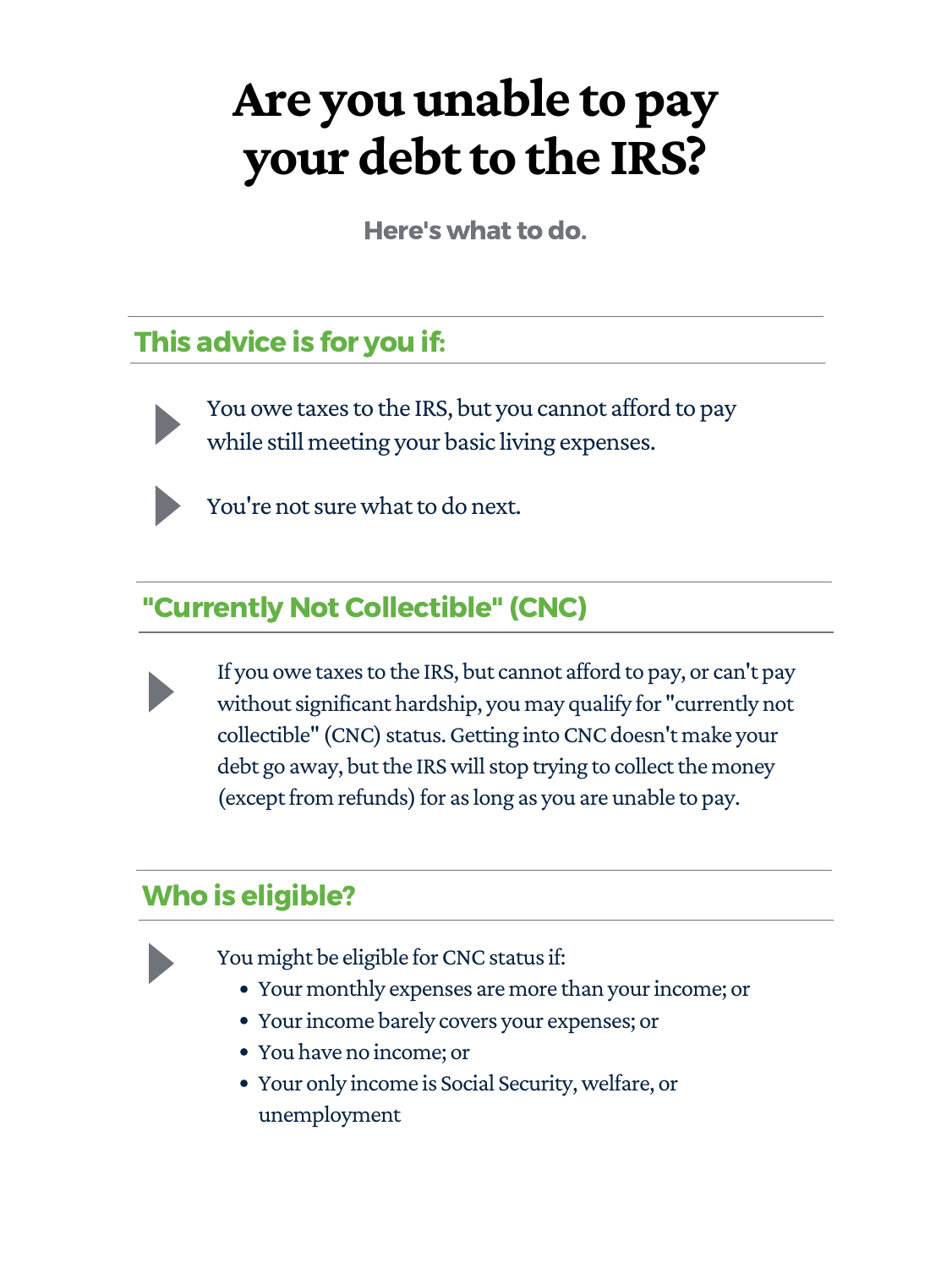# Are you unable to pay your debt to the IRS?

**Here's what to do.**

## This advice is for you if:

- You owe taxes to the IRS, but you cannot afford to pay while still meeting your basic living expenses.
- You're not sure what to do next.

## "Currently Not Collectible" (CNC)

- If you owe taxes to the IRS, but cannot afford to pay, or can't pay without significant hardship, you may qualify for "currently not collectible" (CNC) status. Getting into CNC doesn't make your debt go away, but the IRS will stop trying to collect the money (except from refunds) for as long as you are unable to pay.

## Who is eligible?

- You might be eligible for CNC status if:
  - Your monthly expenses are more than your income; or
  - Your income barely covers your expenses; or
  - You have no income; or
  - Your only income is Social Security, welfare, or unemployment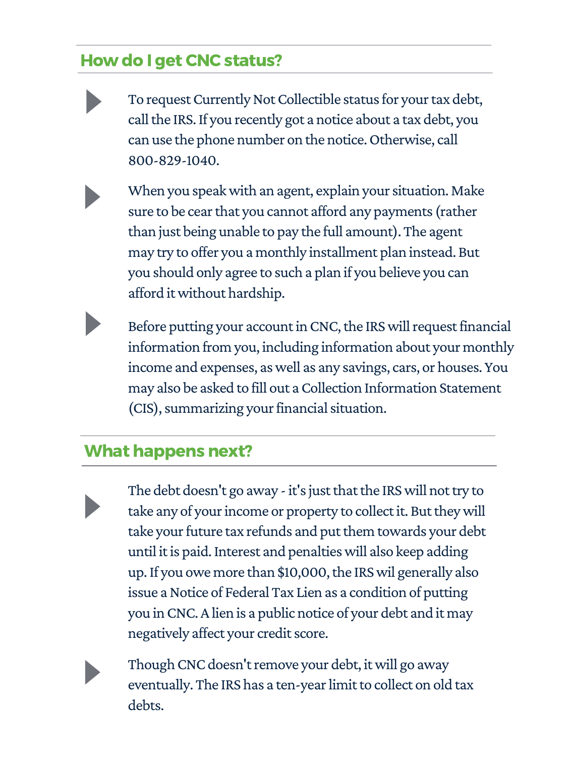## How do I get CNC status?

- To request Currently Not Collectible status for your tax debt, call the IRS. If you recently got a notice about a tax debt, you can use the phone number on the notice. Otherwise, call 800-829-1040.

- When you speak with an agent, explain your situation. Make sure to be cear that you cannot afford any payments (rather than just being unable to pay the full amount). The agent may try to offer you a monthly installment plan instead. But you should only agree to such a plan if you believe you can afford it without hardship.

- Before putting your account in CNC, the IRS will request financial information from you, including information about your monthly income and expenses, as well as any savings, cars, or houses. You may also be asked to fill out a Collection Information Statement (CIS), summarizing your financial situation.

## What happens next?

- The debt doesn't go away - it's just that the IRS will not try to take any of your income or property to collect it. But they will take your future tax refunds and put them towards your debt until it is paid. Interest and penalties will also keep adding up. If you owe more than $10,000, the IRS wil generally also issue a Notice of Federal Tax Lien as a condition of putting you in CNC. A lien is a public notice of your debt and it may negatively affect your credit score.

- Though CNC doesn't remove your debt, it will go away eventually. The IRS has a ten-year limit to collect on old tax debts.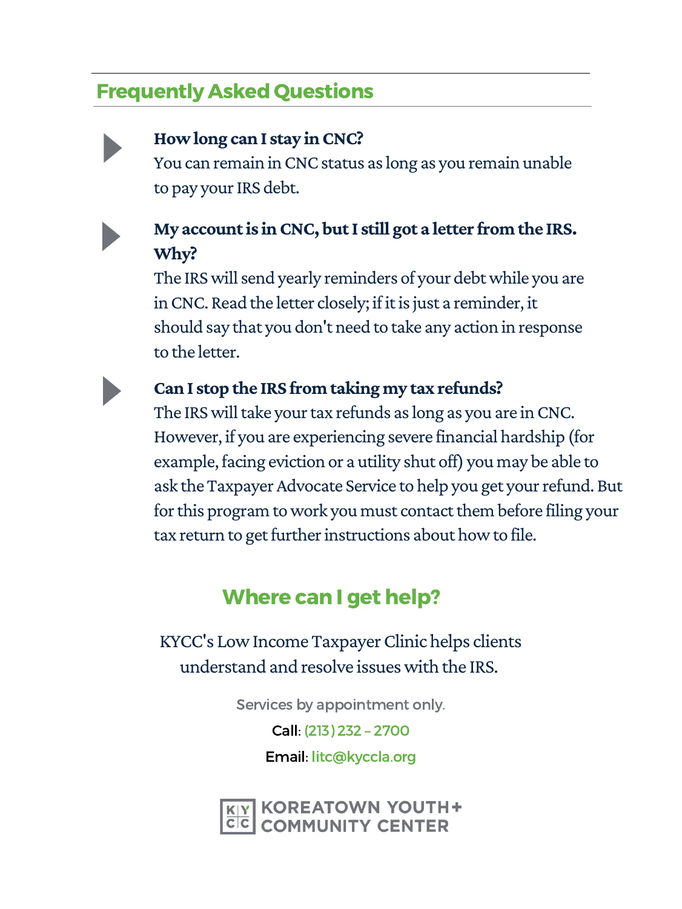## Frequently Asked Questions

**How long can I stay in CNC?**

You can remain in CNC status as long as you remain unable to pay your IRS debt.

**My account is in CNC, but I still got a letter from the IRS. Why?**

The IRS will send yearly reminders of your debt while you are in CNC. Read the letter closely; if it is just a reminder, it should say that you don't need to take any action in response to the letter.

**Can I stop the IRS from taking my tax refunds?**

The IRS will take your tax refunds as long as you are in CNC. However, if you are experiencing severe financial hardship (for example, facing eviction or a utility shut off) you may be able to ask the Taxpayer Advocate Service to help you get your refund. But for this program to work you must contact them before filing your tax return to get further instructions about how to file.

## Where can I get help?

KYCC's Low Income Taxpayer Clinic helps clients understand and resolve issues with the IRS.

Services by appointment only.

**Call:** (213) 232 – 2700

**Email:** litc@kyccla.org

KOREATOWN YOUTH + COMMUNITY CENTER